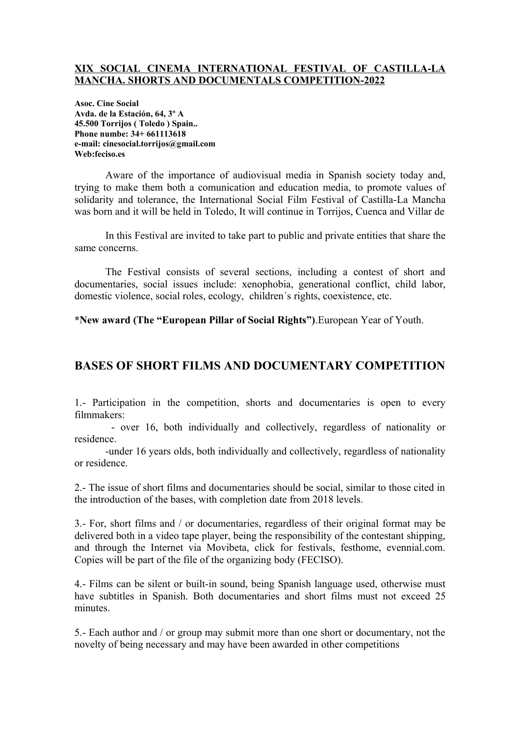**XIX SOCIAL CINEMA INTERNATIONAL FESTIVAL OF CASTILLA-LA MANCHA. SHORTS AND DOCUMENTALS COMPETITION-2022**

**Asoc. Cine Social**
**Avda. de la Estación, 64, 3º A**
**45.500 Torrijos ( Toledo ) Spain..**
**Phone numbe: 34+ 661113618**
**e-mail: cinesocial.torrijos@gmail.com**
**Web:feciso.es**

Aware of the importance of audiovisual media in Spanish society today and, trying to make them both a comunication and education media, to promote values of solidarity and tolerance, the International Social Film Festival of Castilla-La Mancha was born and it will be held in Toledo, It will continue in Torrijos, Cuenca and Villar de

In this Festival are invited to take part to public and private entities that share the same concerns.

The Festival consists of several sections, including a contest of short and documentaries, social issues include: xenophobia, generational conflict, child labor, domestic violence, social roles, ecology, children´s rights, coexistence, etc.

**\*New award (The "European Pillar of Social Rights")**.European Year of Youth.

## BASES OF SHORT FILMS AND DOCUMENTARY COMPETITION

1.- Participation in the competition, shorts and documentaries is open to every filmmakers:

- over 16, both individually and collectively, regardless of nationality or residence.
- under 16 years olds, both individually and collectively, regardless of nationality or residence.

2.- The issue of short films and documentaries should be social, similar to those cited in the introduction of the bases, with completion date from 2018 levels.

3.- For, short films and / or documentaries, regardless of their original format may be delivered both in a video tape player, being the responsibility of the contestant shipping, and through the Internet via Movibeta, click for festivals, festhome, evennial.com. Copies will be part of the file of the organizing body (FECISO).

4.- Films can be silent or built-in sound, being Spanish language used, otherwise must have subtitles in Spanish. Both documentaries and short films must not exceed 25 minutes.

5.- Each author and / or group may submit more than one short or documentary, not the novelty of being necessary and may have been awarded in other competitions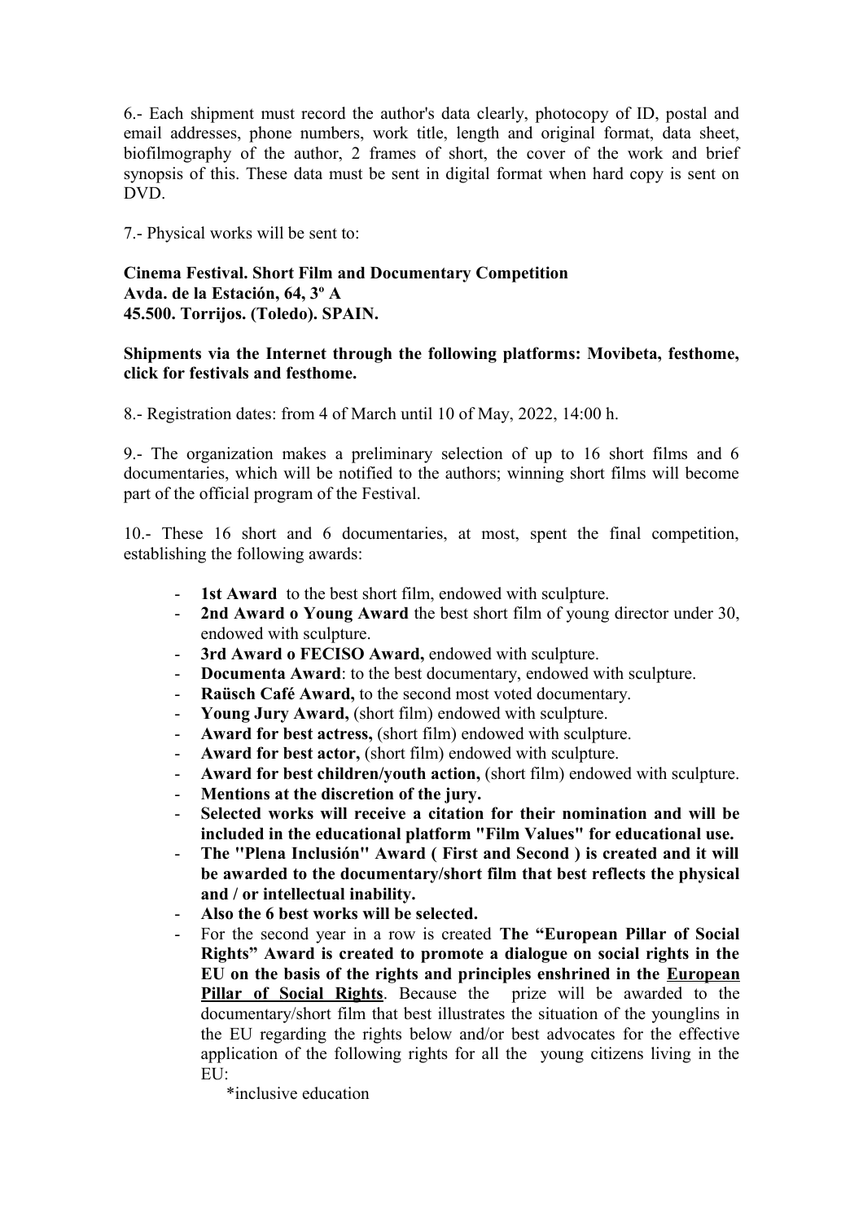6.- Each shipment must record the author's data clearly, photocopy of ID, postal and email addresses, phone numbers, work title, length and original format, data sheet, biofilmography of the author, 2 frames of short, the cover of the work and brief synopsis of this. These data must be sent in digital format when hard copy is sent on DVD.

7.- Physical works will be sent to:

**Cinema Festival. Short Film and Documentary Competition**
**Avda. de la Estación, 64, 3º A**
**45.500. Torrijos. (Toledo). SPAIN.**

**Shipments via the Internet through the following platforms: Movibeta, festhome, click for festivals and festhome.**

8.- Registration dates: from 4 of March until 10 of May, 2022, 14:00 h.

9.- The organization makes a preliminary selection of up to 16 short films and 6 documentaries, which will be notified to the authors; winning short films will become part of the official program of the Festival.

10.- These 16 short and 6 documentaries, at most, spent the final competition, establishing the following awards:

- **1st Award** to the best short film, endowed with sculpture.
- **2nd Award o Young Award** the best short film of young director under 30, endowed with sculpture.
- **3rd Award o FECISO Award,** endowed with sculpture.
- **Documenta Award**: to the best documentary, endowed with sculpture.
- **Raüsch Café Award,** to the second most voted documentary.
- **Young Jury Award,** (short film) endowed with sculpture.
- **Award for best actress,** (short film) endowed with sculpture.
- **Award for best actor,** (short film) endowed with sculpture.
- **Award for best children/youth action,** (short film) endowed with sculpture.
- **Mentions at the discretion of the jury.**
- **Selected works will receive a citation for their nomination and will be included in the educational platform "Film Values" for educational use.**
- **The "Plena Inclusión" Award ( First and Second ) is created and it will be awarded to the documentary/short film that best reflects the physical and / or intellectual inability.**
- **Also the 6 best works will be selected.**
- For the second year in a row is created **The "European Pillar of Social Rights" Award is created to promote a dialogue on social rights in the EU on the basis of the rights and principles enshrined in the European Pillar of Social Rights**. Because the prize will be awarded to the documentary/short film that best illustrates the situation of the younglins in the EU regarding the rights below and/or best advocates for the effective application of the following rights for all the young citizens living in the EU:

    *inclusive education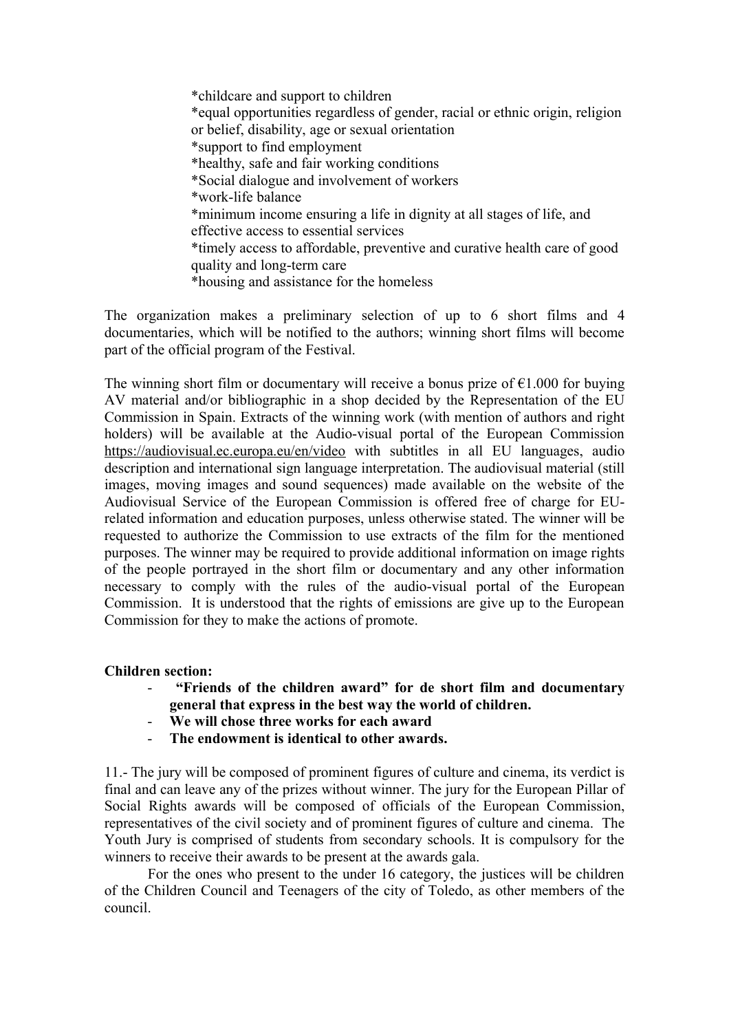*childcare and support to children
*equal opportunities regardless of gender, racial or ethnic origin, religion or belief, disability, age or sexual orientation
*support to find employment
*healthy, safe and fair working conditions
*Social dialogue and involvement of workers
*work-life balance
*minimum income ensuring a life in dignity at all stages of life, and effective access to essential services
*timely access to affordable, preventive and curative health care of good quality and long-term care
*housing and assistance for the homeless

The organization makes a preliminary selection of up to 6 short films and 4 documentaries, which will be notified to the authors; winning short films will become part of the official program of the Festival.

The winning short film or documentary will receive a bonus prize of €1.000 for buying AV material and/or bibliographic in a shop decided by the Representation of the EU Commission in Spain. Extracts of the winning work (with mention of authors and right holders) will be available at the Audio-visual portal of the European Commission https://audiovisual.ec.europa.eu/en/video with subtitles in all EU languages, audio description and international sign language interpretation. The audiovisual material (still images, moving images and sound sequences) made available on the website of the Audiovisual Service of the European Commission is offered free of charge for EU-related information and education purposes, unless otherwise stated. The winner will be requested to authorize the Commission to use extracts of the film for the mentioned purposes. The winner may be required to provide additional information on image rights of the people portrayed in the short film or documentary and any other information necessary to comply with the rules of the audio-visual portal of the European Commission. It is understood that the rights of emissions are give up to the European Commission for they to make the actions of promote.

**Children section:**

- **"Friends of the children award" for de short film and documentary general that express in the best way the world of children.**
- **We will chose three works for each award**
- **The endowment is identical to other awards.**

11.- The jury will be composed of prominent figures of culture and cinema, its verdict is final and can leave any of the prizes without winner. The jury for the European Pillar of Social Rights awards will be composed of officials of the European Commission, representatives of the civil society and of prominent figures of culture and cinema. The Youth Jury is comprised of students from secondary schools. It is compulsory for the winners to receive their awards to be present at the awards gala.

For the ones who present to the under 16 category, the justices will be children of the Children Council and Teenagers of the city of Toledo, as other members of the council.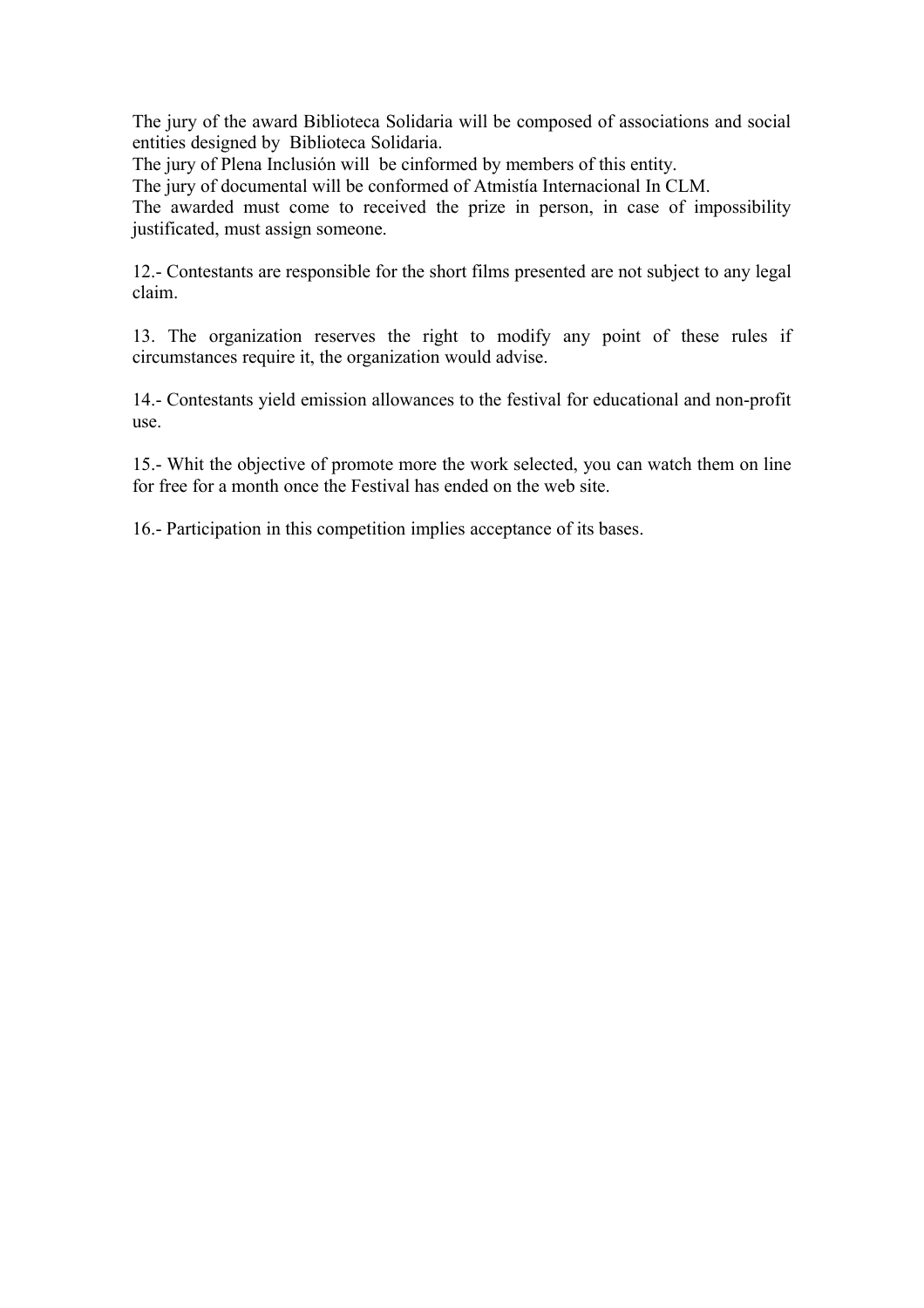The jury of the award Biblioteca Solidaria will be composed of associations and social entities designed by Biblioteca Solidaria.
The jury of Plena Inclusión will be cinformed by members of this entity.
The jury of documental will be conformed of Atmistía Internacional In CLM.
The awarded must come to received the prize in person, in case of impossibility justificated, must assign someone.

12.- Contestants are responsible for the short films presented are not subject to any legal claim.

13. The organization reserves the right to modify any point of these rules if circumstances require it, the organization would advise.

14.- Contestants yield emission allowances to the festival for educational and non-profit use.

15.- Whit the objective of promote more the work selected, you can watch them on line for free for a month once the Festival has ended on the web site.

16.- Participation in this competition implies acceptance of its bases.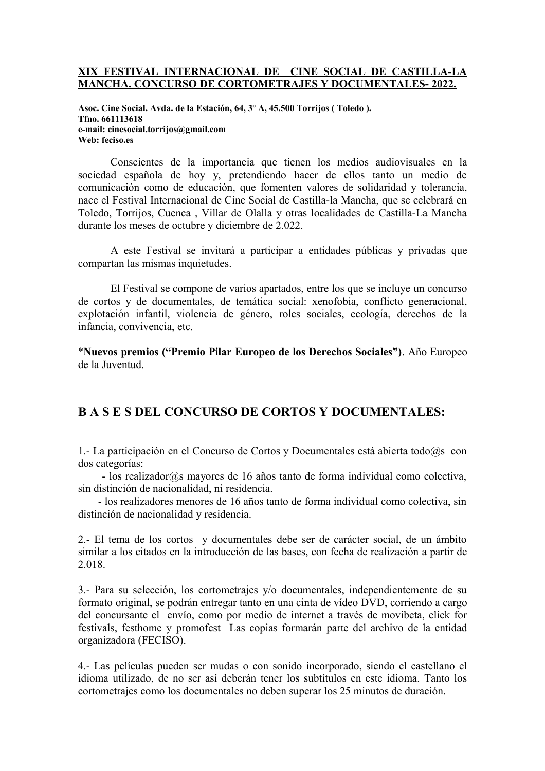**XIX FESTIVAL INTERNACIONAL DE CINE SOCIAL DE CASTILLA-LA MANCHA. CONCURSO DE CORTOMETRAJES Y DOCUMENTALES- 2022.**

**Asoc. Cine Social. Avda. de la Estación, 64, 3º A, 45.500 Torrijos ( Toledo ).**
**Tfno. 661113618**
**e-mail: cinesocial.torrijos@gmail.com**
**Web: feciso.es**

Conscientes de la importancia que tienen los medios audiovisuales en la sociedad española de hoy y, pretendiendo hacer de ellos tanto un medio de comunicación como de educación, que fomenten valores de solidaridad y tolerancia, nace el Festival Internacional de Cine Social de Castilla-la Mancha, que se celebrará en Toledo, Torrijos, Cuenca , Villar de Olalla y otras localidades de Castilla-La Mancha durante los meses de octubre y diciembre de 2.022.

A este Festival se invitará a participar a entidades públicas y privadas que compartan las mismas inquietudes.

El Festival se compone de varios apartados, entre los que se incluye un concurso de cortos y de documentales, de temática social: xenofobia, conflicto generacional, explotación infantil, violencia de género, roles sociales, ecología, derechos de la infancia, convivencia, etc.

*__Nuevos premios ("Premio Pilar Europeo de los Derechos Sociales")__. Año Europeo de la Juventud.

## B A S E S DEL CONCURSO DE CORTOS Y DOCUMENTALES:

1.- La participación en el Concurso de Cortos y Documentales está abierta todo@s con dos categorías:

- los realizador@s mayores de 16 años tanto de forma individual como colectiva, sin distinción de nacionalidad, ni residencia.
- los realizadores menores de 16 años tanto de forma individual como colectiva, sin distinción de nacionalidad y residencia.

2.- El tema de los cortos y documentales debe ser de carácter social, de un ámbito similar a los citados en la introducción de las bases, con fecha de realización a partir de 2.018.

3.- Para su selección, los cortometrajes y/o documentales, independientemente de su formato original, se podrán entregar tanto en una cinta de vídeo DVD, corriendo a cargo del concursante el envío, como por medio de internet a través de movibeta, click for festivals, festhome y promofest Las copias formarán parte del archivo de la entidad organizadora (FECISO).

4.- Las películas pueden ser mudas o con sonido incorporado, siendo el castellano el idioma utilizado, de no ser así deberán tener los subtítulos en este idioma. Tanto los cortometrajes como los documentales no deben superar los 25 minutos de duración.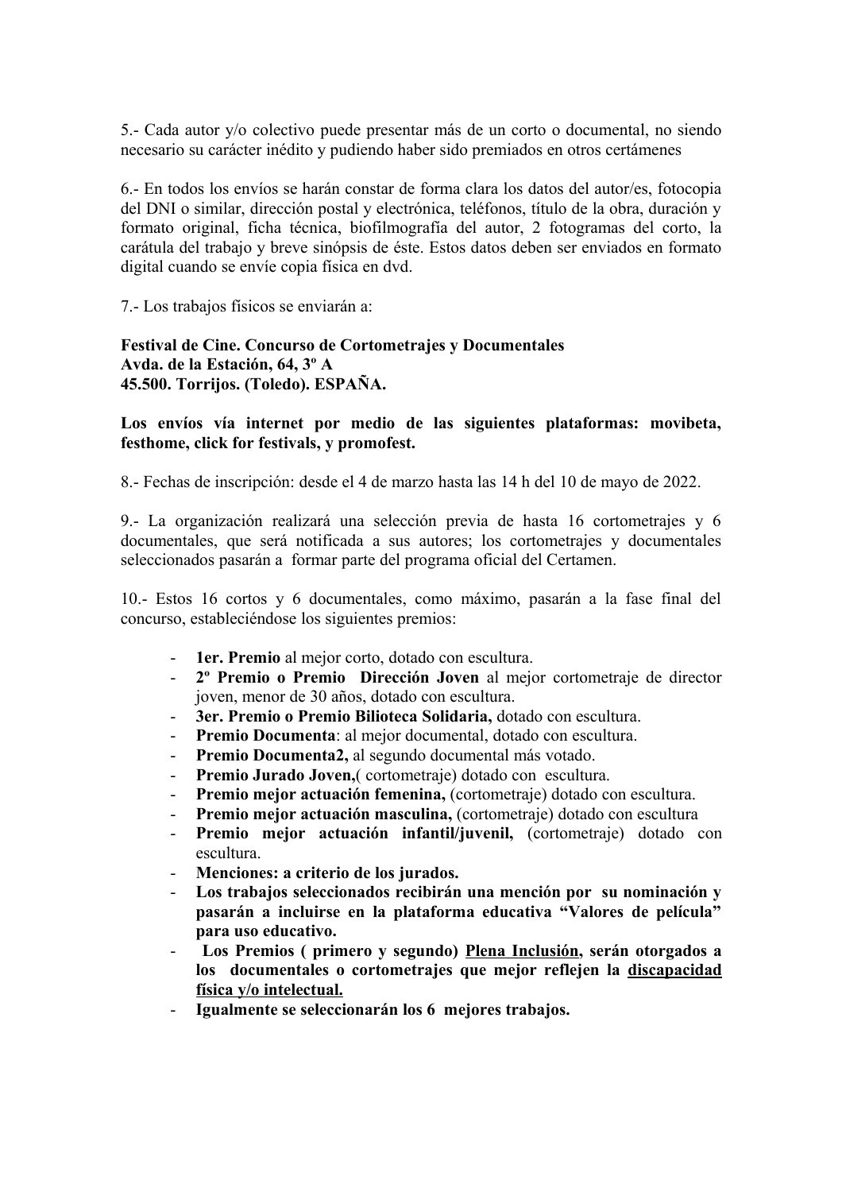5.- Cada autor y/o colectivo puede presentar más de un corto o documental, no siendo necesario su carácter inédito y pudiendo haber sido premiados en otros certámenes

6.- En todos los envíos se harán constar de forma clara los datos del autor/es, fotocopia del DNI o similar, dirección postal y electrónica, teléfonos, título de la obra, duración y formato original, ficha técnica, biofilmografía del autor, 2 fotogramas del corto, la carátula del trabajo y breve sinópsis de éste. Estos datos deben ser enviados en formato digital cuando se envíe copia física en dvd.

7.- Los trabajos físicos se enviarán a:

**Festival de Cine. Concurso de Cortometrajes y Documentales**
**Avda. de la Estación, 64, 3º A**
**45.500. Torrijos. (Toledo). ESPAÑA.**

**Los envíos vía internet por medio de las siguientes plataformas: movibeta, festhome, click for festivals, y promofest.**

8.- Fechas de inscripción: desde el 4 de marzo hasta las 14 h del 10 de mayo de 2022.

9.- La organización realizará una selección previa de hasta 16 cortometrajes y 6 documentales, que será notificada a sus autores; los cortometrajes y documentales seleccionados pasarán a formar parte del programa oficial del Certamen.

10.- Estos 16 cortos y 6 documentales, como máximo, pasarán a la fase final del concurso, estableciéndose los siguientes premios:

- **1er. Premio** al mejor corto, dotado con escultura.
- **2º Premio o Premio Dirección Joven** al mejor cortometraje de director joven, menor de 30 años, dotado con escultura.
- **3er. Premio o Premio Bilioteca Solidaria,** dotado con escultura.
- **Premio Documenta**: al mejor documental, dotado con escultura.
- **Premio Documenta2,** al segundo documental más votado.
- **Premio Jurado Joven,**( cortometraje) dotado con escultura.
- **Premio mejor actuación femenina,** (cortometraje) dotado con escultura.
- **Premio mejor actuación masculina,** (cortometraje) dotado con escultura
- **Premio mejor actuación infantil/juvenil,** (cortometraje) dotado con escultura.
- **Menciones: a criterio de los jurados.**
- **Los trabajos seleccionados recibirán una mención por su nominación y pasarán a incluirse en la plataforma educativa "Valores de película" para uso educativo.**
- **Los Premios ( primero y segundo) <u>Plena Inclusión</u>, serán otorgados a los documentales o cortometrajes que mejor reflejen la <u>discapacidad física y/o intelectual.</u>**
- **Igualmente se seleccionarán los 6 mejores trabajos.**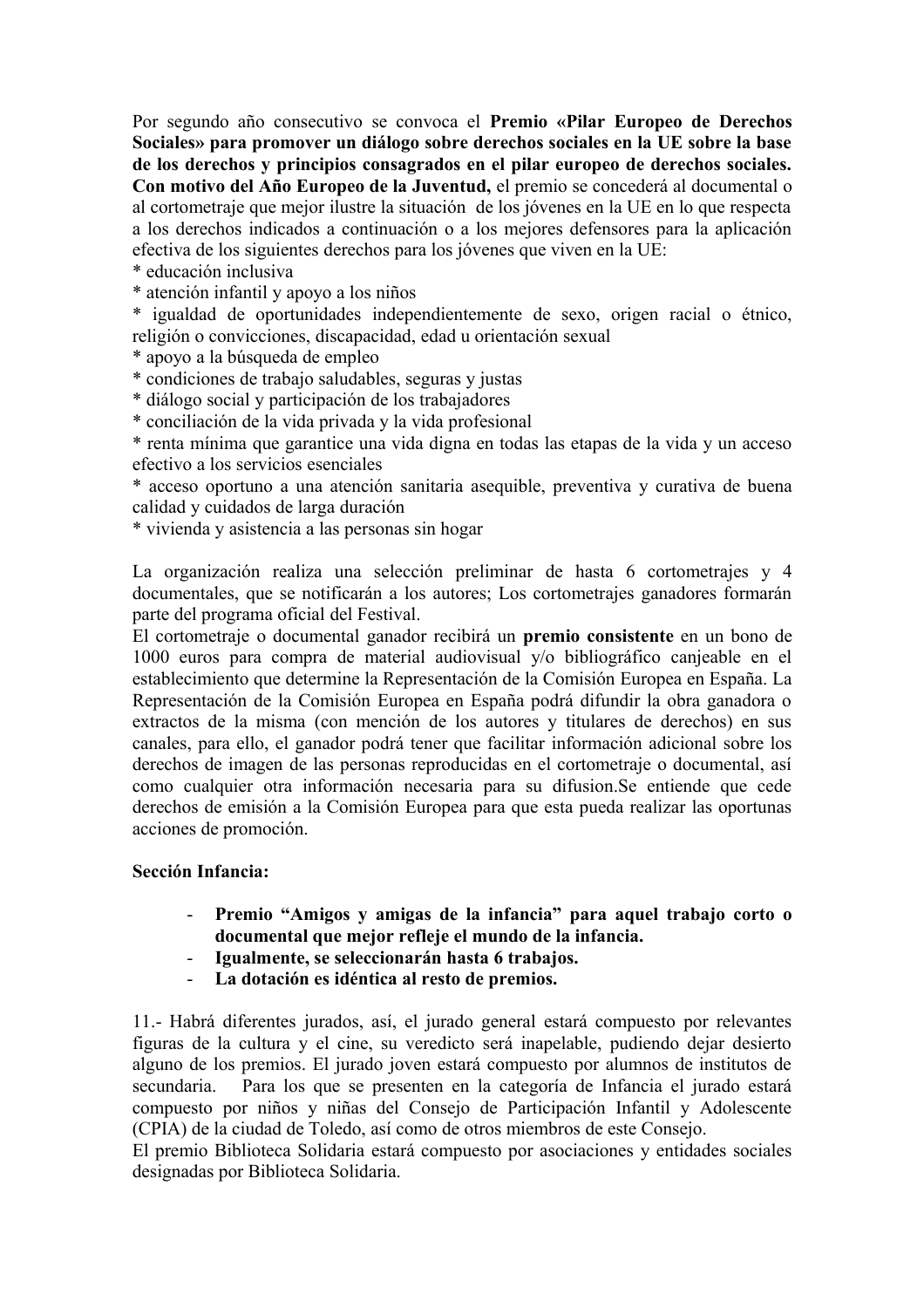Por segundo año consecutivo se convoca el **Premio «Pilar Europeo de Derechos Sociales» para promover un diálogo sobre derechos sociales en la UE sobre la base de los derechos y principios consagrados en el pilar europeo de derechos sociales. Con motivo del Año Europeo de la Juventud,** el premio se concederá al documental o al cortometraje que mejor ilustre la situación de los jóvenes en la UE en lo que respecta a los derechos indicados a continuación o a los mejores defensores para la aplicación efectiva de los siguientes derechos para los jóvenes que viven en la UE:

* educación inclusiva
* atención infantil y apoyo a los niños
* igualdad de oportunidades independientemente de sexo, origen racial o étnico, religión o convicciones, discapacidad, edad u orientación sexual
* apoyo a la búsqueda de empleo
* condiciones de trabajo saludables, seguras y justas
* diálogo social y participación de los trabajadores
* conciliación de la vida privada y la vida profesional
* renta mínima que garantice una vida digna en todas las etapas de la vida y un acceso efectivo a los servicios esenciales
* acceso oportuno a una atención sanitaria asequible, preventiva y curativa de buena calidad y cuidados de larga duración
* vivienda y asistencia a las personas sin hogar

La organización realiza una selección preliminar de hasta 6 cortometrajes y 4 documentales, que se notificarán a los autores; Los cortometrajes ganadores formarán parte del programa oficial del Festival.

El cortometraje o documental ganador recibirá un **premio consistente** en un bono de 1000 euros para compra de material audiovisual y/o bibliográfico canjeable en el establecimiento que determine la Representación de la Comisión Europea en España. La Representación de la Comisión Europea en España podrá difundir la obra ganadora o extractos de la misma (con mención de los autores y titulares de derechos) en sus canales, para ello, el ganador podrá tener que facilitar información adicional sobre los derechos de imagen de las personas reproducidas en el cortometraje o documental, así como cualquier otra información necesaria para su difusion.Se entiende que cede derechos de emisión a la Comisión Europea para que esta pueda realizar las oportunas acciones de promoción.

**Sección Infancia:**

- **Premio "Amigos y amigas de la infancia" para aquel trabajo corto o documental que mejor refleje el mundo de la infancia.**
- **Igualmente, se seleccionarán hasta 6 trabajos.**
- **La dotación es idéntica al resto de premios.**

11.- Habrá diferentes jurados, así, el jurado general estará compuesto por relevantes figuras de la cultura y el cine, su veredicto será inapelable, pudiendo dejar desierto alguno de los premios. El jurado joven estará compuesto por alumnos de institutos de secundaria. Para los que se presenten en la categoría de Infancia el jurado estará compuesto por niños y niñas del Consejo de Participación Infantil y Adolescente (CPIA) de la ciudad de Toledo, así como de otros miembros de este Consejo.

El premio Biblioteca Solidaria estará compuesto por asociaciones y entidades sociales designadas por Biblioteca Solidaria.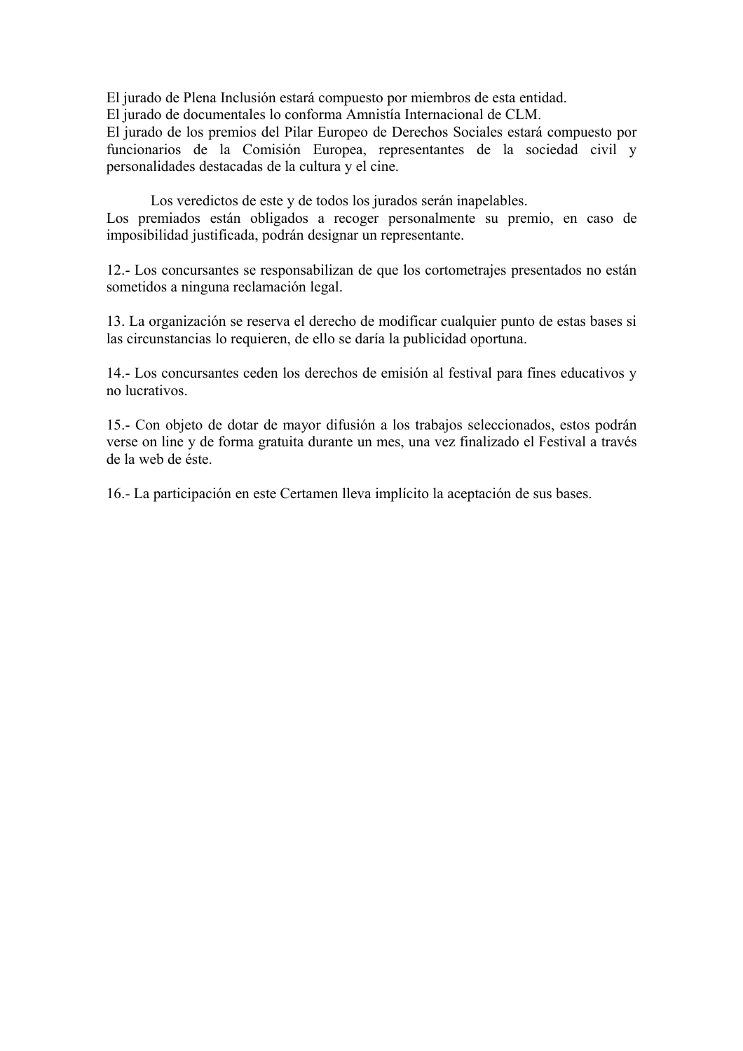El jurado de Plena Inclusión estará compuesto por miembros de esta entidad.
El jurado de documentales lo conforma Amnistía Internacional de CLM.
El jurado de los premios del Pilar Europeo de Derechos Sociales estará compuesto por funcionarios de la Comisión Europea, representantes de la sociedad civil y personalidades destacadas de la cultura y el cine.

Los veredictos de este y de todos los jurados serán inapelables.
Los premiados están obligados a recoger personalmente su premio, en caso de imposibilidad justificada, podrán designar un representante.

12.- Los concursantes se responsabilizan de que los cortometrajes presentados no están sometidos a ninguna reclamación legal.

13. La organización se reserva el derecho de modificar cualquier punto de estas bases si las circunstancias lo requieren, de ello se daría la publicidad oportuna.

14.- Los concursantes ceden los derechos de emisión al festival para fines educativos y no lucrativos.

15.- Con objeto de dotar de mayor difusión a los trabajos seleccionados, estos podrán verse on line y de forma gratuita durante un mes, una vez finalizado el Festival a través de la web de éste.

16.- La participación en este Certamen lleva implícito la aceptación de sus bases.